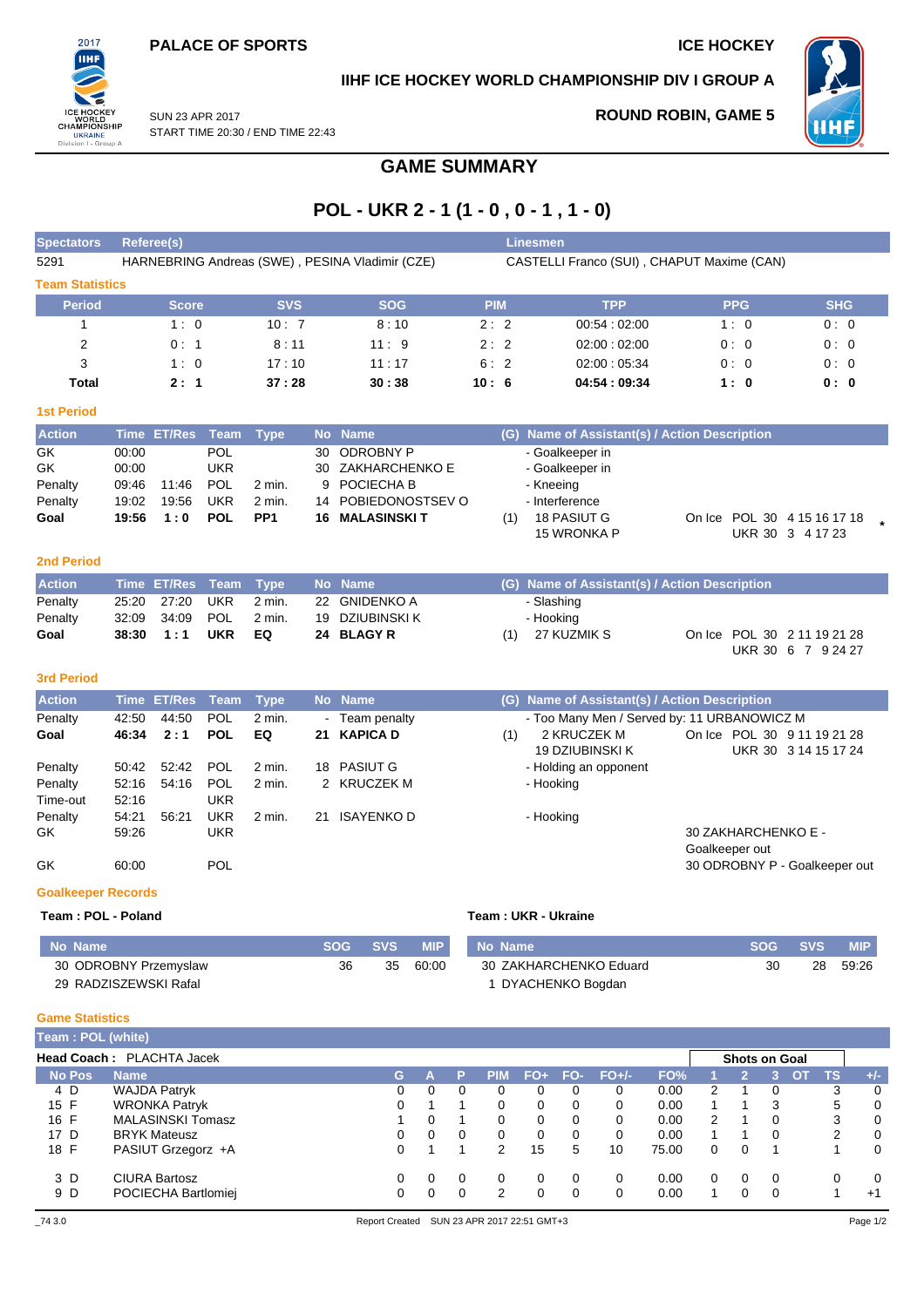PALACE OF SPORTS

ICE HOCKEY

IIHF ICE HOCKEY WORLD CHAMPIONSHIP DIV I GROUP A

SUN 23 APR 2017
START TIME 20:30 / END TIME 22:43

ROUND ROBIN, GAME 5

# GAME SUMMARY

## POL - UKR 2 - 1 (1 - 0 , 0 - 1 , 1 - 0)

| Spectators | Referee(s) | Linesmen |
|---|---|---|
| 5291 | HARNEBRING Andreas (SWE) , PESINA Vladimir (CZE) | CASTELLI Franco (SUI) , CHAPUT Maxime (CAN) |

### Team Statistics

| Period | Score | SVS | SOG | PIM | TPP | PPG | SHG |
|---|---|---|---|---|---|---|---|
| 1 | 1 : 0 | 10 : 7 | 8 : 10 | 2 : 2 | 00:54 : 02:00 | 1 : 0 | 0 : 0 |
| 2 | 0 : 1 | 8 : 11 | 11 : 9 | 2 : 2 | 02:00 : 02:00 | 0 : 0 | 0 : 0 |
| 3 | 1 : 0 | 17 : 10 | 11 : 17 | 6 : 2 | 02:00 : 05:34 | 0 : 0 | 0 : 0 |
| **Total** | **2 : 1** | **37 : 28** | **30 : 38** | **10 : 6** | **04:54 : 09:34** | **1 : 0** | **0 : 0** |

### 1st Period

| Action | Time | ET/Res | Team | Type | No | Name | (G) | Name of Assistant(s) / Action Description | On Ice |
|---|---|---|---|---|---|---|---|---|---|
| GK | 00:00 | | POL | | 30 | ODROBNY P | | - Goalkeeper in | |
| GK | 00:00 | | UKR | | 30 | ZAKHARCHENKO E | | - Goalkeeper in | |
| Penalty | 09:46 | 11:46 | POL | 2 min. | 9 | POCIECHA B | | - Kneeing | |
| Penalty | 19:02 | 19:56 | UKR | 2 min. | 14 | POBIEDONOSTSEV O | | - Interference | |
| **Goal** | **19:56** | **1 : 0** | **POL** | **PP1** | **16** | **MALASINSKI T** | (1) | 18 PASIUT G<br>15 WRONKA P | POL 30 4 15 16 17 18<br>UKR 30 3 4 17 23 * |

### 2nd Period

| Action | Time | ET/Res | Team | Type | No | Name | (G) | Name of Assistant(s) / Action Description | On Ice |
|---|---|---|---|---|---|---|---|---|---|
| Penalty | 25:20 | 27:20 | UKR | 2 min. | 22 | GNIDENKO A | | - Slashing | |
| Penalty | 32:09 | 34:09 | POL | 2 min. | 19 | DZIUBINSKI K | | - Hooking | |
| **Goal** | **38:30** | **1 : 1** | **UKR** | **EQ** | **24** | **BLAGY R** | (1) | 27 KUZMIK S | POL 30 2 11 19 21 28<br>UKR 30 6 7 9 24 27 |

### 3rd Period

| Action | Time | ET/Res | Team | Type | No | Name | (G) | Name of Assistant(s) / Action Description | On Ice |
|---|---|---|---|---|---|---|---|---|---|
| Penalty | 42:50 | 44:50 | POL | 2 min. | - | Team penalty | | - Too Many Men / Served by: 11 URBANOWICZ M | |
| **Goal** | **46:34** | **2 : 1** | **POL** | **EQ** | **21** | **KAPICA D** | (1) | 2 KRUCZEK M<br>19 DZIUBINSKI K | POL 30 9 11 19 21 28<br>UKR 30 3 14 15 17 24 |
| Penalty | 50:42 | 52:42 | POL | 2 min. | 18 | PASIUT G | | - Holding an opponent | |
| Penalty | 52:16 | 54:16 | POL | 2 min. | 2 | KRUCZEK M | | - Hooking | |
| Time-out | 52:16 | | UKR | | | | | | |
| Penalty | 54:21 | 56:21 | UKR | 2 min. | 21 | ISAYENKO D | | - Hooking | |
| GK | 59:26 | | UKR | | | | | 30 ZAKHARCHENKO E - Goalkeeper out | |
| GK | 60:00 | | POL | | | | | 30 ODROBNY P - Goalkeeper out | |

### Goalkeeper Records

**Team : POL - Poland**

| No Name | SOG | SVS | MIP |
|---|---|---|---|
| 30 ODROBNY Przemyslaw | 36 | 35 | 60:00 |
| 29 RADZISZEWSKI Rafal | | | |

**Team : UKR - Ukraine**

| No Name | SOG | SVS | MIP |
|---|---|---|---|
| 30 ZAKHARCHENKO Eduard | 30 | 28 | 59:26 |
| 1 DYACHENKO Bogdan | | | |

### Game Statistics

**Team : POL (white)**

**Head Coach :** PLACHTA Jacek

| No | Pos | Name | G | A | P | PIM | FO+ | FO- | FO+/- | FO% | SOG 1 | SOG 2 | SOG 3 | SOG OT | SOG TS | +/- |
|---|---|---|---|---|---|---|---|---|---|---|---|---|---|---|---|---|
| 4 | D | WAJDA Patryk | 0 | 0 | 0 | 0 | 0 | 0 | 0 | 0.00 | 2 | 1 | 0 | | 3 | 0 |
| 15 | F | WRONKA Patryk | 0 | 1 | 1 | 0 | 0 | 0 | 0 | 0.00 | 1 | 1 | 3 | | 5 | 0 |
| 16 | F | MALASINSKI Tomasz | 1 | 0 | 1 | 0 | 0 | 0 | 0 | 0.00 | 2 | 1 | 0 | | 3 | 0 |
| 17 | D | BRYK Mateusz | 0 | 0 | 0 | 0 | 0 | 0 | 0 | 0.00 | 1 | 1 | 0 | | 2 | 0 |
| 18 | F | PASIUT Grzegorz +A | 0 | 1 | 1 | 2 | 15 | 5 | 10 | 75.00 | 0 | 0 | 1 | | 1 | 0 |
| 3 | D | CIURA Bartosz | 0 | 0 | 0 | 0 | 0 | 0 | 0 | 0.00 | 0 | 0 | 0 | | 0 | 0 |
| 9 | D | POCIECHA Bartlomiej | 0 | 0 | 0 | 2 | 0 | 0 | 0 | 0.00 | 1 | 0 | 0 | | 1 | +1 |

_74 3.0 Report Created SUN 23 APR 2017 22:51 GMT+3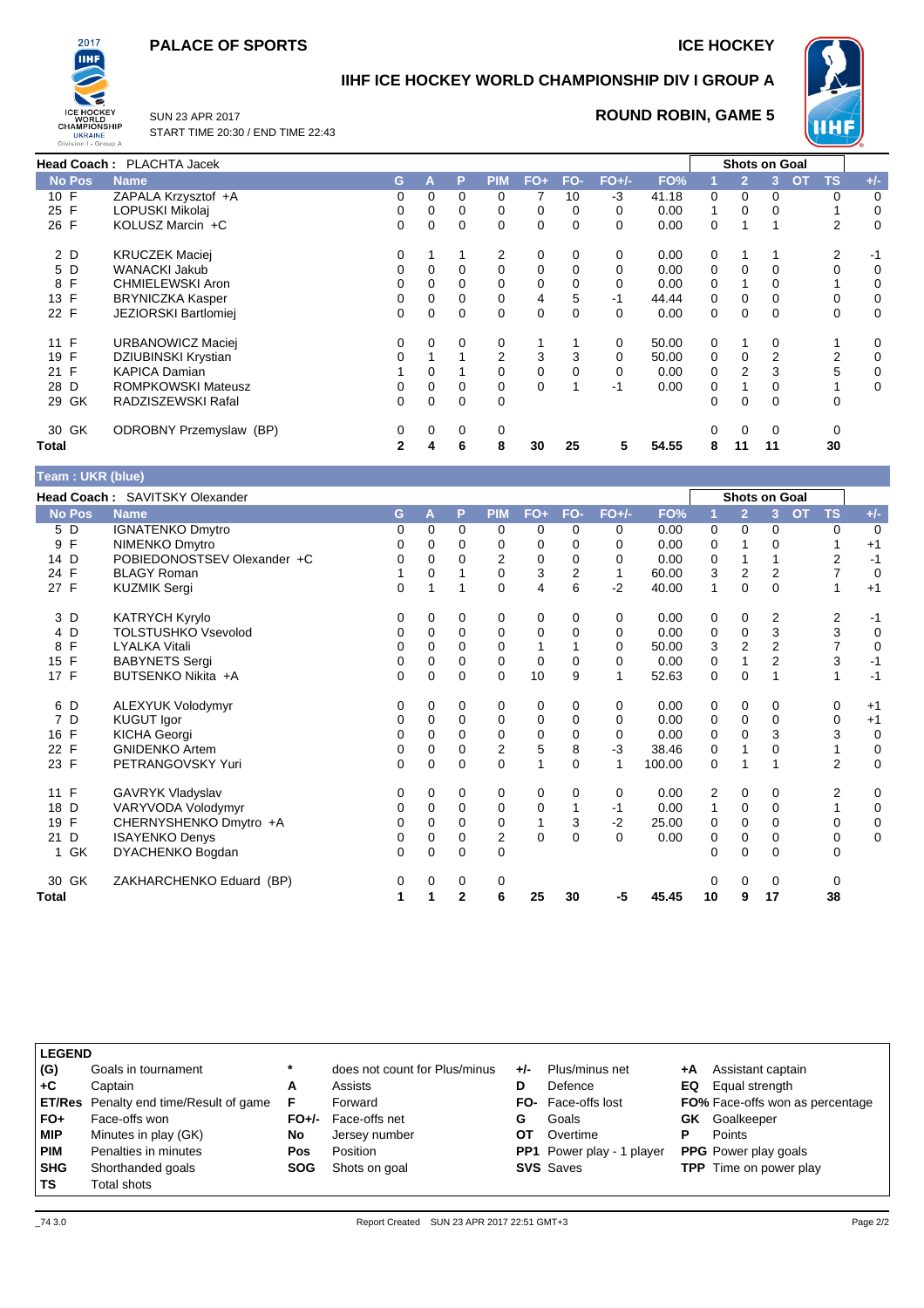# PALACE OF SPORTS

**ICE HOCKEY**

## IIHF ICE HOCKEY WORLD CHAMPIONSHIP DIV I GROUP A

SUN 23 APR 2017
START TIME 20:30 / END TIME 22:43

**ROUND ROBIN, GAME 5**

**Head Coach :** PLACHTA Jacek

| No | Pos | Name | G | A | P | PIM | FO+ | FO- | FO+/- | FO% | Shots on Goal 1 | 2 | 3 | OT | TS | +/- |
|---|---|---|---|---|---|---|---|---|---|---|---|---|---|---|---|---|
| 10 | F | ZAPALA Krzysztof +A | 0 | 0 | 0 | 0 | 7 | 10 | -3 | 41.18 | 0 | 0 | 0 | | 0 | 0 |
| 25 | F | LOPUSKI Mikolaj | 0 | 0 | 0 | 0 | 0 | 0 | 0 | 0.00 | 1 | 0 | 0 | | 1 | 0 |
| 26 | F | KOLUSZ Marcin +C | 0 | 0 | 0 | 0 | 0 | 0 | 0 | 0.00 | 0 | 1 | 1 | | 2 | 0 |
| 2 | D | KRUCZEK Maciej | 0 | 1 | 1 | 2 | 0 | 0 | 0 | 0.00 | 0 | 1 | 1 | | 2 | -1 |
| 5 | D | WANACKI Jakub | 0 | 0 | 0 | 0 | 0 | 0 | 0 | 0.00 | 0 | 0 | 0 | | 0 | 0 |
| 8 | F | CHMIELEWSKI Aron | 0 | 0 | 0 | 0 | 0 | 0 | 0 | 0.00 | 0 | 1 | 0 | | 1 | 0 |
| 13 | F | BRYNICZKA Kasper | 0 | 0 | 0 | 0 | 4 | 5 | -1 | 44.44 | 0 | 0 | 0 | | 0 | 0 |
| 22 | F | JEZIORSKI Bartlomiej | 0 | 0 | 0 | 0 | 0 | 0 | 0 | 0.00 | 0 | 0 | 0 | | 0 | 0 |
| 11 | F | URBANOWICZ Maciej | 0 | 0 | 0 | 0 | 1 | 1 | 0 | 50.00 | 0 | 1 | 0 | | 1 | 0 |
| 19 | F | DZIUBINSKI Krystian | 0 | 1 | 1 | 2 | 3 | 3 | 0 | 50.00 | 0 | 0 | 2 | | 2 | 0 |
| 21 | F | KAPICA Damian | 1 | 0 | 1 | 0 | 0 | 0 | 0 | 0.00 | 0 | 2 | 3 | | 5 | 0 |
| 28 | D | ROMPKOWSKI Mateusz | 0 | 0 | 0 | 0 | 0 | 1 | -1 | 0.00 | 0 | 1 | 0 | | 1 | 0 |
| 29 | GK | RADZISZEWSKI Rafal | 0 | 0 | 0 | 0 | | | | | 0 | 0 | 0 | | 0 | |
| 30 | GK | ODROBNY Przemyslaw (BP) | 0 | 0 | 0 | 0 | | | | | 0 | 0 | 0 | | 0 | |
| **Total** | | | **2** | **4** | **6** | **8** | **30** | **25** | **5** | **54.55** | **8** | **11** | **11** | | **30** | |

**Team : UKR (blue)**

**Head Coach :** SAVITSKY Olexander

| No | Pos | Name | G | A | P | PIM | FO+ | FO- | FO+/- | FO% | Shots on Goal 1 | 2 | 3 | OT | TS | +/- |
|---|---|---|---|---|---|---|---|---|---|---|---|---|---|---|---|---|
| 5 | D | IGNATENKO Dmytro | 0 | 0 | 0 | 0 | 0 | 0 | 0 | 0.00 | 0 | 0 | 0 | | 0 | 0 |
| 9 | F | NIMENKO Dmytro | 0 | 0 | 0 | 0 | 0 | 0 | 0 | 0.00 | 0 | 1 | 0 | | 1 | +1 |
| 14 | D | POBIEDONOSTSEV Olexander +C | 0 | 0 | 0 | 2 | 0 | 0 | 0 | 0.00 | 0 | 1 | 1 | | 2 | -1 |
| 24 | F | BLAGY Roman | 1 | 0 | 1 | 0 | 3 | 2 | 1 | 60.00 | 3 | 2 | 2 | | 7 | 0 |
| 27 | F | KUZMIK Sergi | 0 | 1 | 1 | 0 | 4 | 6 | -2 | 40.00 | 1 | 0 | 0 | | 1 | +1 |
| 3 | D | KATRYCH Kyrylo | 0 | 0 | 0 | 0 | 0 | 0 | 0 | 0.00 | 0 | 0 | 2 | | 2 | -1 |
| 4 | D | TOLSTUSHKO Vsevolod | 0 | 0 | 0 | 0 | 0 | 0 | 0 | 0.00 | 0 | 0 | 3 | | 3 | 0 |
| 8 | F | LYALKA Vitali | 0 | 0 | 0 | 0 | 1 | 1 | 0 | 50.00 | 3 | 2 | 2 | | 7 | 0 |
| 15 | F | BABYNETS Sergi | 0 | 0 | 0 | 0 | 0 | 0 | 0 | 0.00 | 0 | 1 | 2 | | 3 | -1 |
| 17 | F | BUTSENKO Nikita +A | 0 | 0 | 0 | 0 | 10 | 9 | 1 | 52.63 | 0 | 0 | 1 | | 1 | -1 |
| 6 | D | ALEXYUK Volodymyr | 0 | 0 | 0 | 0 | 0 | 0 | 0 | 0.00 | 0 | 0 | 0 | | 0 | +1 |
| 7 | D | KUGUT Igor | 0 | 0 | 0 | 0 | 0 | 0 | 0 | 0.00 | 0 | 0 | 0 | | 0 | +1 |
| 16 | F | KICHA Georgi | 0 | 0 | 0 | 0 | 0 | 0 | 0 | 0.00 | 0 | 0 | 3 | | 3 | 0 |
| 22 | F | GNIDENKO Artem | 0 | 0 | 0 | 2 | 5 | 8 | -3 | 38.46 | 0 | 1 | 0 | | 1 | 0 |
| 23 | F | PETRANGOVSKY Yuri | 0 | 0 | 0 | 0 | 1 | 0 | 1 | 100.00 | 0 | 1 | 1 | | 2 | 0 |
| 11 | F | GAVRYK Vladyslav | 0 | 0 | 0 | 0 | 0 | 0 | 0 | 0.00 | 2 | 0 | 0 | | 2 | 0 |
| 18 | D | VARYVODA Volodymyr | 0 | 0 | 0 | 0 | 0 | 1 | -1 | 0.00 | 1 | 0 | 0 | | 1 | 0 |
| 19 | F | CHERNYSHENKO Dmytro +A | 0 | 0 | 0 | 0 | 1 | 3 | -2 | 25.00 | 0 | 0 | 0 | | 0 | 0 |
| 21 | D | ISAYENKO Denys | 0 | 0 | 0 | 2 | 0 | 0 | 0 | 0.00 | 0 | 0 | 0 | | 0 | 0 |
| 1 | GK | DYACHENKO Bogdan | 0 | 0 | 0 | 0 | | | | | 0 | 0 | 0 | | 0 | |
| 30 | GK | ZAKHARCHENKO Eduard (BP) | 0 | 0 | 0 | 0 | | | | | 0 | 0 | 0 | | 0 | |
| **Total** | | | **1** | **1** | **2** | **6** | **25** | **30** | **-5** | **45.45** | **10** | **9** | **17** | | **38** | |

**LEGEND**

| | | | | | | | |
|---|---|---|---|---|---|---|---|
| (G) | Goals in tournament | * | does not count for Plus/minus | +/- | Plus/minus net | +A | Assistant captain |
| +C | Captain | A | Assists | D | Defence | EQ | Equal strength |
| ET/Res | Penalty end time/Result of game | F | Forward | FO- | Face-offs lost | FO% | Face-offs won as percentage |
| FO+ | Face-offs won | FO+/- | Face-offs net | G | Goals | GK | Goalkeeper |
| MIP | Minutes in play (GK) | No | Jersey number | OT | Overtime | P | Points |
| PIM | Penalties in minutes | Pos | Position | PP1 | Power play - 1 player | PPG | Power play goals |
| SHG | Shorthanded goals | SOG | Shots on goal | SVS | Saves | TPP | Time on power play |
| TS | Total shots | | | | | | |

_74 3.0 Report Created SUN 23 APR 2017 22:51 GMT+3